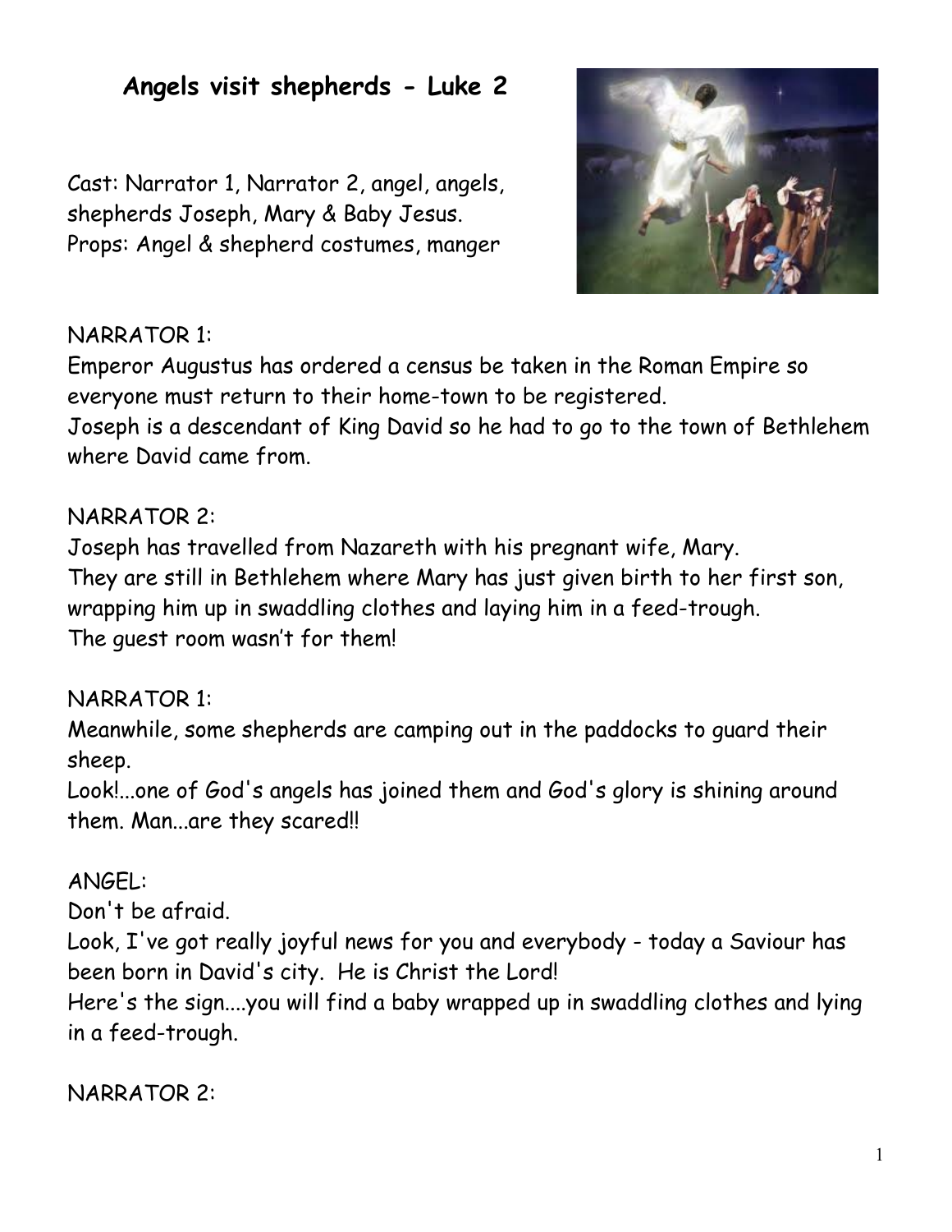# Angels visit shepherds - Luke 2

Cast: Narrator 1, Narrator 2, angel, angels, shepherds Joseph, Mary & Baby Jesus.
Props: Angel & shepherd costumes, manger

NARRATOR 1:
Emperor Augustus has ordered a census be taken in the Roman Empire so everyone must return to their home-town to be registered.
Joseph is a descendant of King David so he had to go to the town of Bethlehem where David came from.

NARRATOR 2:
Joseph has travelled from Nazareth with his pregnant wife, Mary.
They are still in Bethlehem where Mary has just given birth to her first son, wrapping him up in swaddling clothes and laying him in a feed-trough.
The guest room wasn't for them!

NARRATOR 1:
Meanwhile, some shepherds are camping out in the paddocks to guard their sheep.
Look!...one of God's angels has joined them and God's glory is shining around them. Man...are they scared!!

ANGEL:
Don't be afraid.
Look, I've got really joyful news for you and everybody - today a Saviour has been born in David's city. He is Christ the Lord!
Here's the sign....you will find a baby wrapped up in swaddling clothes and lying in a feed-trough.

NARRATOR 2: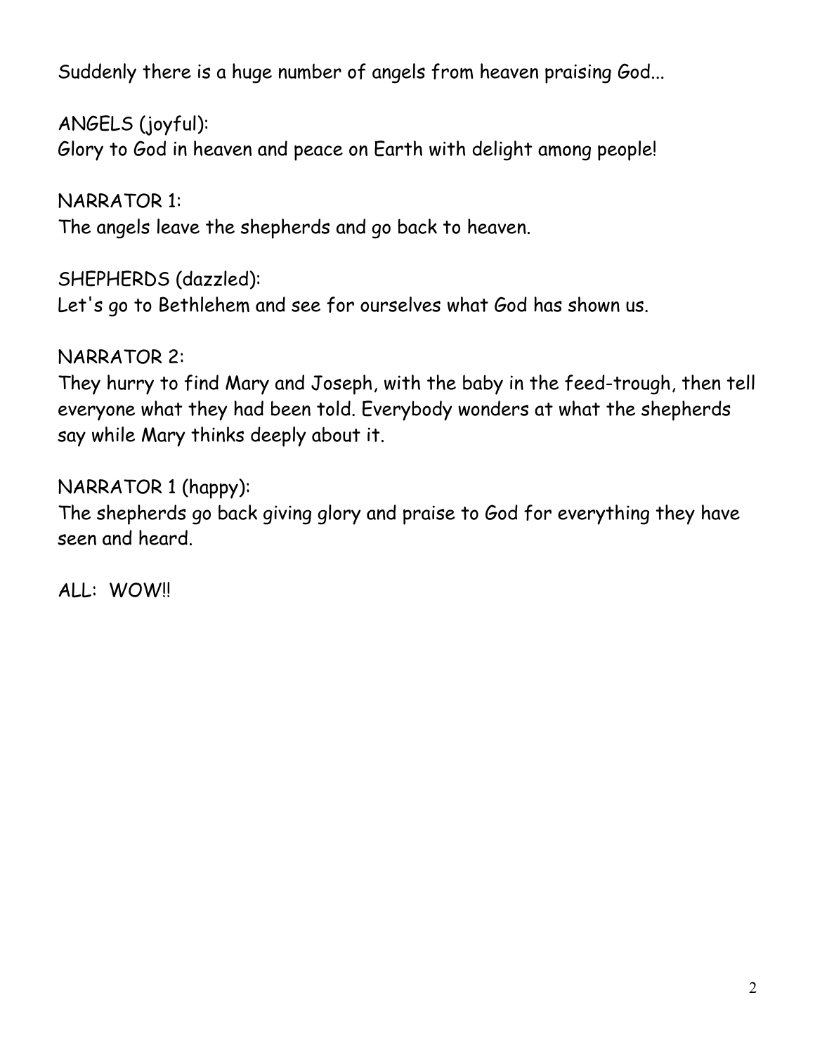Suddenly there is a huge number of angels from heaven praising God...

ANGELS (joyful):
Glory to God in heaven and peace on Earth with delight among people!

NARRATOR 1:
The angels leave the shepherds and go back to heaven.

SHEPHERDS (dazzled):
Let's go to Bethlehem and see for ourselves what God has shown us.

NARRATOR 2:
They hurry to find Mary and Joseph, with the baby in the feed-trough, then tell everyone what they had been told. Everybody wonders at what the shepherds say while Mary thinks deeply about it.

NARRATOR 1 (happy):
The shepherds go back giving glory and praise to God for everything they have seen and heard.

ALL: WOW!!